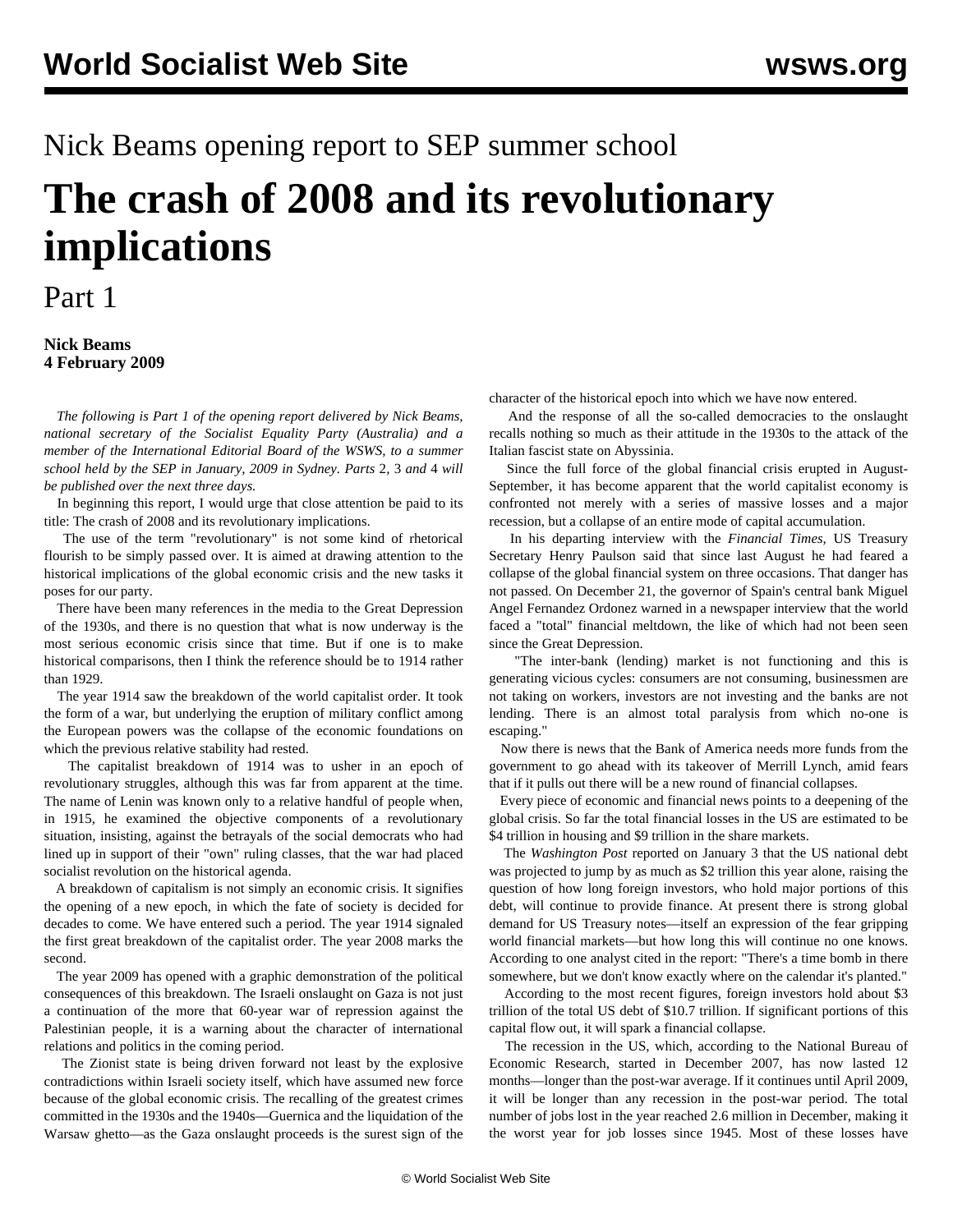Nick Beams opening report to SEP summer school

# The crash of 2008 and its revolutionary implications

Part 1

**Nick Beams**
**4 February 2009**

*The following is Part 1 of the opening report delivered by Nick Beams, national secretary of the Socialist Equality Party (Australia) and a member of the International Editorial Board of the WSWS, to a summer school held by the SEP in January, 2009 in Sydney. Parts* 2*,* 3 *and* 4 *will be published over the next three days.*

In beginning this report, I would urge that close attention be paid to its title: The crash of 2008 and its revolutionary implications.

The use of the term "revolutionary" is not some kind of rhetorical flourish to be simply passed over. It is aimed at drawing attention to the historical implications of the global economic crisis and the new tasks it poses for our party.

There have been many references in the media to the Great Depression of the 1930s, and there is no question that what is now underway is the most serious economic crisis since that time. But if one is to make historical comparisons, then I think the reference should be to 1914 rather than 1929.

The year 1914 saw the breakdown of the world capitalist order. It took the form of a war, but underlying the eruption of military conflict among the European powers was the collapse of the economic foundations on which the previous relative stability had rested.

The capitalist breakdown of 1914 was to usher in an epoch of revolutionary struggles, although this was far from apparent at the time. The name of Lenin was known only to a relative handful of people when, in 1915, he examined the objective components of a revolutionary situation, insisting, against the betrayals of the social democrats who had lined up in support of their "own" ruling classes, that the war had placed socialist revolution on the historical agenda.

A breakdown of capitalism is not simply an economic crisis. It signifies the opening of a new epoch, in which the fate of society is decided for decades to come. We have entered such a period. The year 1914 signaled the first great breakdown of the capitalist order. The year 2008 marks the second.

The year 2009 has opened with a graphic demonstration of the political consequences of this breakdown. The Israeli onslaught on Gaza is not just a continuation of the more that 60-year war of repression against the Palestinian people, it is a warning about the character of international relations and politics in the coming period.

The Zionist state is being driven forward not least by the explosive contradictions within Israeli society itself, which have assumed new force because of the global economic crisis. The recalling of the greatest crimes committed in the 1930s and the 1940s—Guernica and the liquidation of the Warsaw ghetto—as the Gaza onslaught proceeds is the surest sign of the character of the historical epoch into which we have now entered.

And the response of all the so-called democracies to the onslaught recalls nothing so much as their attitude in the 1930s to the attack of the Italian fascist state on Abyssinia.

Since the full force of the global financial crisis erupted in August-September, it has become apparent that the world capitalist economy is confronted not merely with a series of massive losses and a major recession, but a collapse of an entire mode of capital accumulation.

In his departing interview with the *Financial Times*, US Treasury Secretary Henry Paulson said that since last August he had feared a collapse of the global financial system on three occasions. That danger has not passed. On December 21, the governor of Spain's central bank Miguel Angel Fernandez Ordonez warned in a newspaper interview that the world faced a "total" financial meltdown, the like of which had not been seen since the Great Depression.

"The inter-bank (lending) market is not functioning and this is generating vicious cycles: consumers are not consuming, businessmen are not taking on workers, investors are not investing and the banks are not lending. There is an almost total paralysis from which no-one is escaping."

Now there is news that the Bank of America needs more funds from the government to go ahead with its takeover of Merrill Lynch, amid fears that if it pulls out there will be a new round of financial collapses.

Every piece of economic and financial news points to a deepening of the global crisis. So far the total financial losses in the US are estimated to be $4 trillion in housing and $9 trillion in the share markets.

The *Washington Post* reported on January 3 that the US national debt was projected to jump by as much as $2 trillion this year alone, raising the question of how long foreign investors, who hold major portions of this debt, will continue to provide finance. At present there is strong global demand for US Treasury notes—itself an expression of the fear gripping world financial markets—but how long this will continue no one knows. According to one analyst cited in the report: "There's a time bomb in there somewhere, but we don't know exactly where on the calendar it's planted."

According to the most recent figures, foreign investors hold about $3 trillion of the total US debt of $10.7 trillion. If significant portions of this capital flow out, it will spark a financial collapse.

The recession in the US, which, according to the National Bureau of Economic Research, started in December 2007, has now lasted 12 months—longer than the post-war average. If it continues until April 2009, it will be longer than any recession in the post-war period. The total number of jobs lost in the year reached 2.6 million in December, making it the worst year for job losses since 1945. Most of these losses have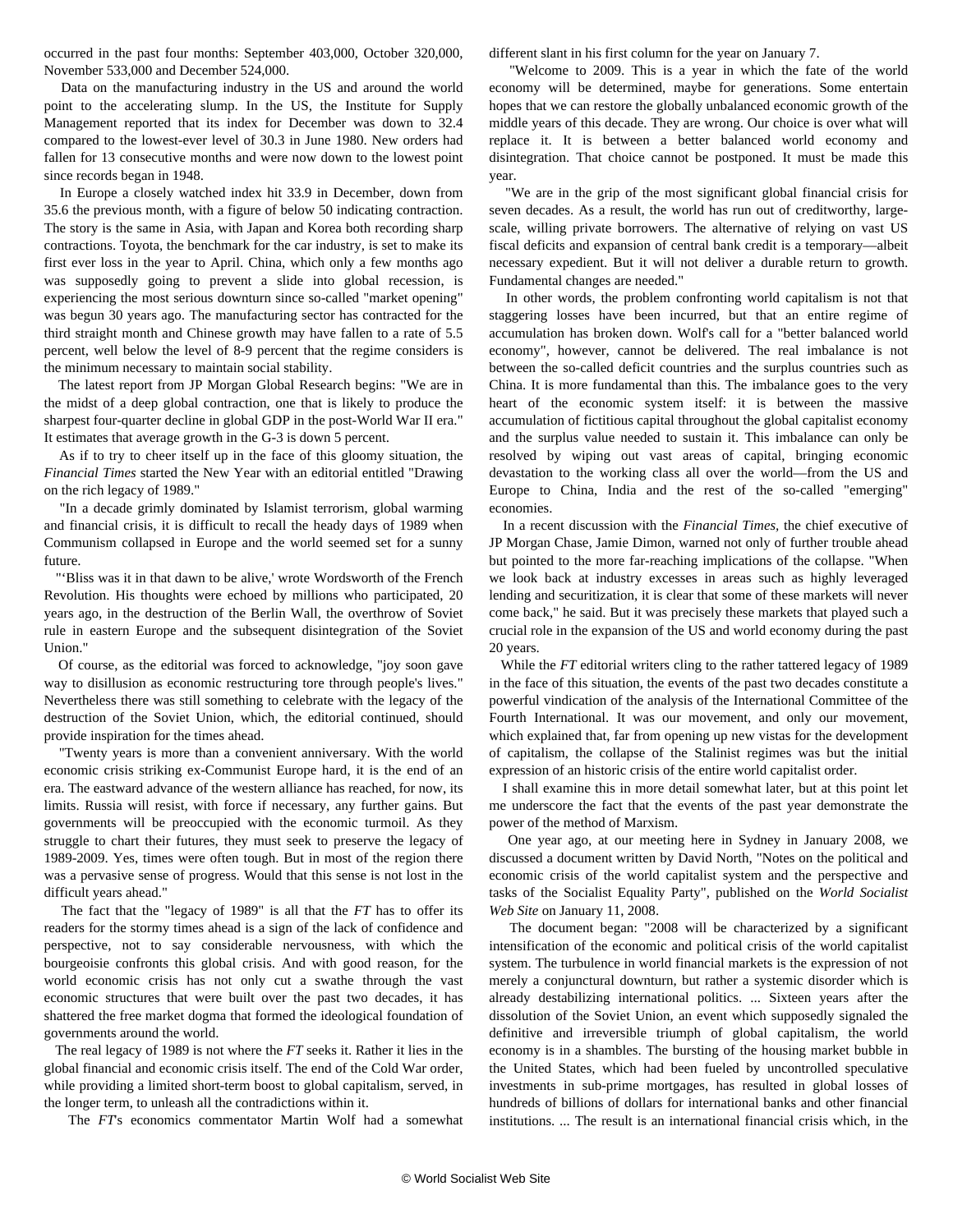occurred in the past four months: September 403,000, October 320,000, November 533,000 and December 524,000.

Data on the manufacturing industry in the US and around the world point to the accelerating slump. In the US, the Institute for Supply Management reported that its index for December was down to 32.4 compared to the lowest-ever level of 30.3 in June 1980. New orders had fallen for 13 consecutive months and were now down to the lowest point since records began in 1948.

In Europe a closely watched index hit 33.9 in December, down from 35.6 the previous month, with a figure of below 50 indicating contraction. The story is the same in Asia, with Japan and Korea both recording sharp contractions. Toyota, the benchmark for the car industry, is set to make its first ever loss in the year to April. China, which only a few months ago was supposedly going to prevent a slide into global recession, is experiencing the most serious downturn since so-called "market opening" was begun 30 years ago. The manufacturing sector has contracted for the third straight month and Chinese growth may have fallen to a rate of 5.5 percent, well below the level of 8-9 percent that the regime considers is the minimum necessary to maintain social stability.

The latest report from JP Morgan Global Research begins: "We are in the midst of a deep global contraction, one that is likely to produce the sharpest four-quarter decline in global GDP in the post-World War II era." It estimates that average growth in the G-3 is down 5 percent.

As if to try to cheer itself up in the face of this gloomy situation, the *Financial Times* started the New Year with an editorial entitled "Drawing on the rich legacy of 1989."

"In a decade grimly dominated by Islamist terrorism, global warming and financial crisis, it is difficult to recall the heady days of 1989 when Communism collapsed in Europe and the world seemed set for a sunny future.

"'Bliss was it in that dawn to be alive,' wrote Wordsworth of the French Revolution. His thoughts were echoed by millions who participated, 20 years ago, in the destruction of the Berlin Wall, the overthrow of Soviet rule in eastern Europe and the subsequent disintegration of the Soviet Union."

Of course, as the editorial was forced to acknowledge, "joy soon gave way to disillusion as economic restructuring tore through people's lives." Nevertheless there was still something to celebrate with the legacy of the destruction of the Soviet Union, which, the editorial continued, should provide inspiration for the times ahead.

"Twenty years is more than a convenient anniversary. With the world economic crisis striking ex-Communist Europe hard, it is the end of an era. The eastward advance of the western alliance has reached, for now, its limits. Russia will resist, with force if necessary, any further gains. But governments will be preoccupied with the economic turmoil. As they struggle to chart their futures, they must seek to preserve the legacy of 1989-2009. Yes, times were often tough. But in most of the region there was a pervasive sense of progress. Would that this sense is not lost in the difficult years ahead."

The fact that the "legacy of 1989" is all that the *FT* has to offer its readers for the stormy times ahead is a sign of the lack of confidence and perspective, not to say considerable nervousness, with which the bourgeoisie confronts this global crisis. And with good reason, for the world economic crisis has not only cut a swathe through the vast economic structures that were built over the past two decades, it has shattered the free market dogma that formed the ideological foundation of governments around the world.

The real legacy of 1989 is not where the *FT* seeks it. Rather it lies in the global financial and economic crisis itself. The end of the Cold War order, while providing a limited short-term boost to global capitalism, served, in the longer term, to unleash all the contradictions within it.

The *FT*'s economics commentator Martin Wolf had a somewhat different slant in his first column for the year on January 7.

"Welcome to 2009. This is a year in which the fate of the world economy will be determined, maybe for generations. Some entertain hopes that we can restore the globally unbalanced economic growth of the middle years of this decade. They are wrong. Our choice is over what will replace it. It is between a better balanced world economy and disintegration. That choice cannot be postponed. It must be made this year.

"We are in the grip of the most significant global financial crisis for seven decades. As a result, the world has run out of creditworthy, large-scale, willing private borrowers. The alternative of relying on vast US fiscal deficits and expansion of central bank credit is a temporary—albeit necessary expedient. But it will not deliver a durable return to growth. Fundamental changes are needed."

In other words, the problem confronting world capitalism is not that staggering losses have been incurred, but that an entire regime of accumulation has broken down. Wolf's call for a "better balanced world economy", however, cannot be delivered. The real imbalance is not between the so-called deficit countries and the surplus countries such as China. It is more fundamental than this. The imbalance goes to the very heart of the economic system itself: it is between the massive accumulation of fictitious capital throughout the global capitalist economy and the surplus value needed to sustain it. This imbalance can only be resolved by wiping out vast areas of capital, bringing economic devastation to the working class all over the world—from the US and Europe to China, India and the rest of the so-called "emerging" economies.

In a recent discussion with the *Financial Times*, the chief executive of JP Morgan Chase, Jamie Dimon, warned not only of further trouble ahead but pointed to the more far-reaching implications of the collapse. "When we look back at industry excesses in areas such as highly leveraged lending and securitization, it is clear that some of these markets will never come back," he said. But it was precisely these markets that played such a crucial role in the expansion of the US and world economy during the past 20 years.

While the *FT* editorial writers cling to the rather tattered legacy of 1989 in the face of this situation, the events of the past two decades constitute a powerful vindication of the analysis of the International Committee of the Fourth International. It was our movement, and only our movement, which explained that, far from opening up new vistas for the development of capitalism, the collapse of the Stalinist regimes was but the initial expression of an historic crisis of the entire world capitalist order.

I shall examine this in more detail somewhat later, but at this point let me underscore the fact that the events of the past year demonstrate the power of the method of Marxism.

One year ago, at our meeting here in Sydney in January 2008, we discussed a document written by David North, "Notes on the political and economic crisis of the world capitalist system and the perspective and tasks of the Socialist Equality Party", published on the *World Socialist Web Site* on January 11, 2008.

The document began: "2008 will be characterized by a significant intensification of the economic and political crisis of the world capitalist system. The turbulence in world financial markets is the expression of not merely a conjunctural downturn, but rather a systemic disorder which is already destabilizing international politics. ... Sixteen years after the dissolution of the Soviet Union, an event which supposedly signaled the definitive and irreversible triumph of global capitalism, the world economy is in a shambles. The bursting of the housing market bubble in the United States, which had been fueled by uncontrolled speculative investments in sub-prime mortgages, has resulted in global losses of hundreds of billions of dollars for international banks and other financial institutions. ... The result is an international financial crisis which, in the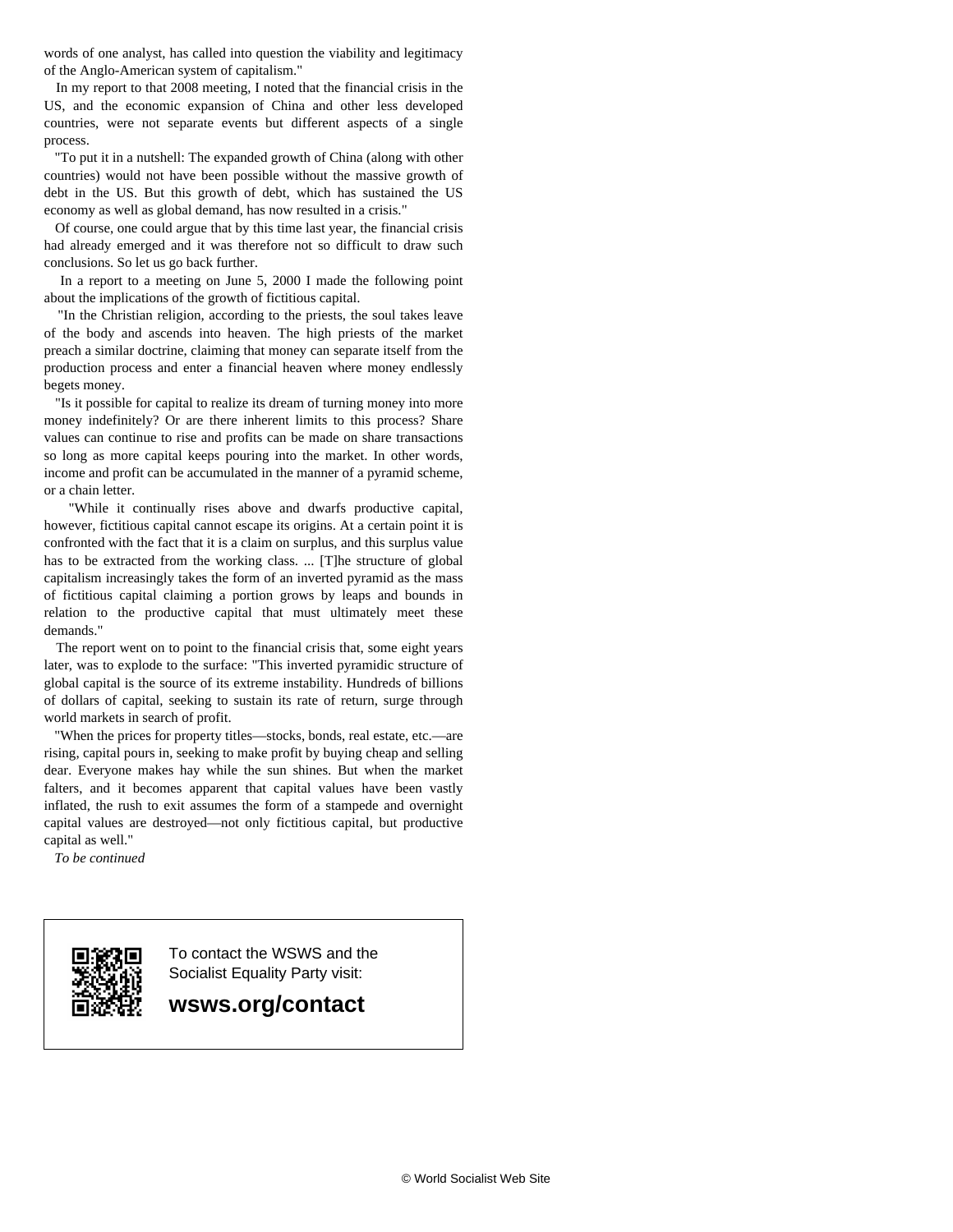words of one analyst, has called into question the viability and legitimacy of the Anglo-American system of capitalism."

In my report to that 2008 meeting, I noted that the financial crisis in the US, and the economic expansion of China and other less developed countries, were not separate events but different aspects of a single process.

"To put it in a nutshell: The expanded growth of China (along with other countries) would not have been possible without the massive growth of debt in the US. But this growth of debt, which has sustained the US economy as well as global demand, has now resulted in a crisis."

Of course, one could argue that by this time last year, the financial crisis had already emerged and it was therefore not so difficult to draw such conclusions. So let us go back further.

In a report to a meeting on June 5, 2000 I made the following point about the implications of the growth of fictitious capital.

"In the Christian religion, according to the priests, the soul takes leave of the body and ascends into heaven. The high priests of the market preach a similar doctrine, claiming that money can separate itself from the production process and enter a financial heaven where money endlessly begets money.

"Is it possible for capital to realize its dream of turning money into more money indefinitely? Or are there inherent limits to this process? Share values can continue to rise and profits can be made on share transactions so long as more capital keeps pouring into the market. In other words, income and profit can be accumulated in the manner of a pyramid scheme, or a chain letter.

"While it continually rises above and dwarfs productive capital, however, fictitious capital cannot escape its origins. At a certain point it is confronted with the fact that it is a claim on surplus, and this surplus value has to be extracted from the working class. ... [T]he structure of global capitalism increasingly takes the form of an inverted pyramid as the mass of fictitious capital claiming a portion grows by leaps and bounds in relation to the productive capital that must ultimately meet these demands."

The report went on to point to the financial crisis that, some eight years later, was to explode to the surface: "This inverted pyramidic structure of global capital is the source of its extreme instability. Hundreds of billions of dollars of capital, seeking to sustain its rate of return, surge through world markets in search of profit.

"When the prices for property titles—stocks, bonds, real estate, etc.—are rising, capital pours in, seeking to make profit by buying cheap and selling dear. Everyone makes hay while the sun shines. But when the market falters, and it becomes apparent that capital values have been vastly inflated, the rush to exit assumes the form of a stampede and overnight capital values are destroyed—not only fictitious capital, but productive capital as well."

*To be continued*

To contact the WSWS and the Socialist Equality Party visit:

**wsws.org/contact**